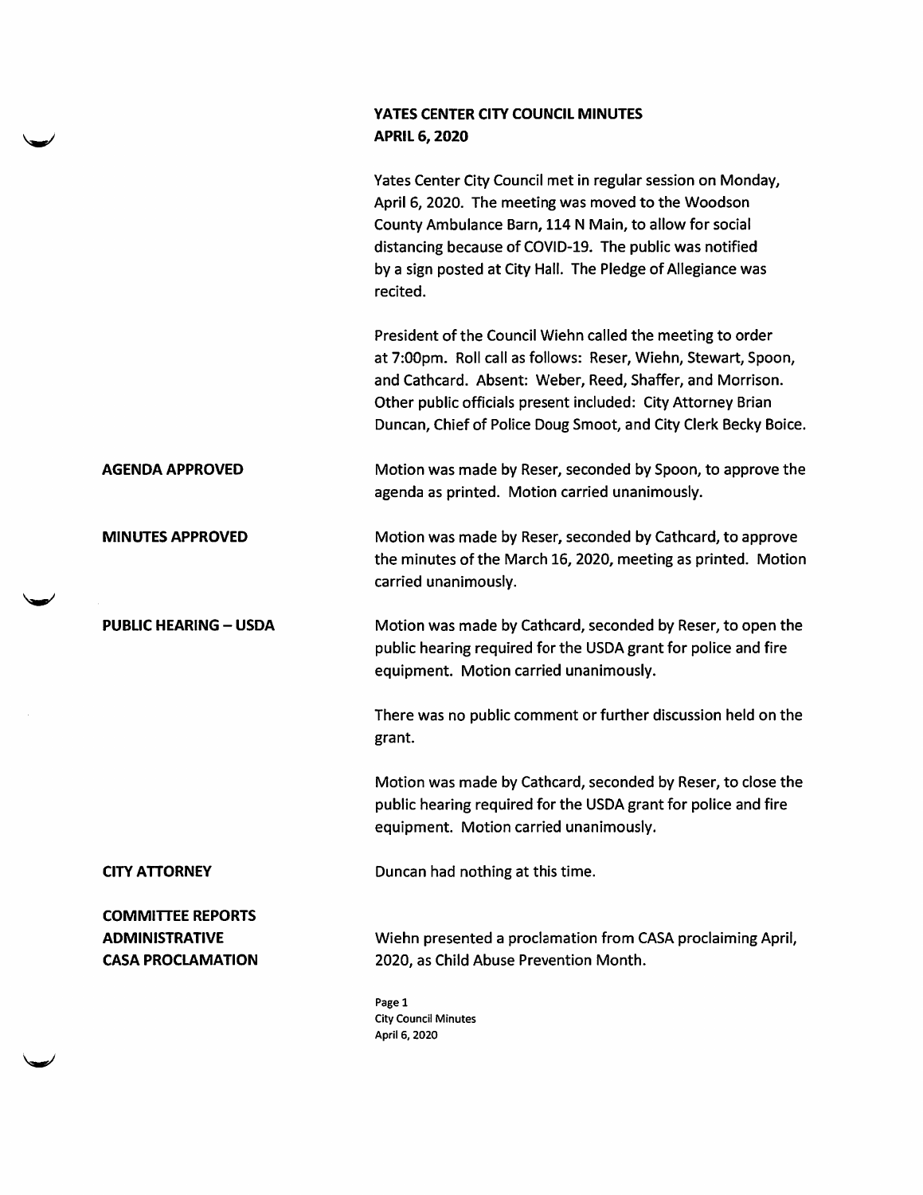# YATES CENTER CITY COUNCIL MINUTES
## APRIL 6, 2020

Yates Center City Council met in regular session on Monday, April 6, 2020. The meeting was moved to the Woodson County Ambulance Barn, 114 N Main, to allow for social distancing because of COVID-19. The public was notified by a sign posted at City Hall. The Pledge of Allegiance was recited.

President of the Council Wiehn called the meeting to order at 7:00pm. Roll call as follows: Reser, Wiehn, Stewart, Spoon, and Cathcard. Absent: Weber, Reed, Shaffer, and Morrison. Other public officials present included: City Attorney Brian Duncan, Chief of Police Doug Smoot, and City Clerk Becky Boice.

**AGENDA APPROVED**

Motion was made by Reser, seconded by Spoon, to approve the agenda as printed. Motion carried unanimously.

**MINUTES APPROVED**

Motion was made by Reser, seconded by Cathcard, to approve the minutes of the March 16, 2020, meeting as printed. Motion carried unanimously.

**PUBLIC HEARING – USDA**

Motion was made by Cathcard, seconded by Reser, to open the public hearing required for the USDA grant for police and fire equipment. Motion carried unanimously.

There was no public comment or further discussion held on the grant.

Motion was made by Cathcard, seconded by Reser, to close the public hearing required for the USDA grant for police and fire equipment. Motion carried unanimously.

**CITY ATTORNEY**

Duncan had nothing at this time.

**COMMITTEE REPORTS**
**ADMINISTRATIVE**
**CASA PROCLAMATION**

Wiehn presented a proclamation from CASA proclaiming April, 2020, as Child Abuse Prevention Month.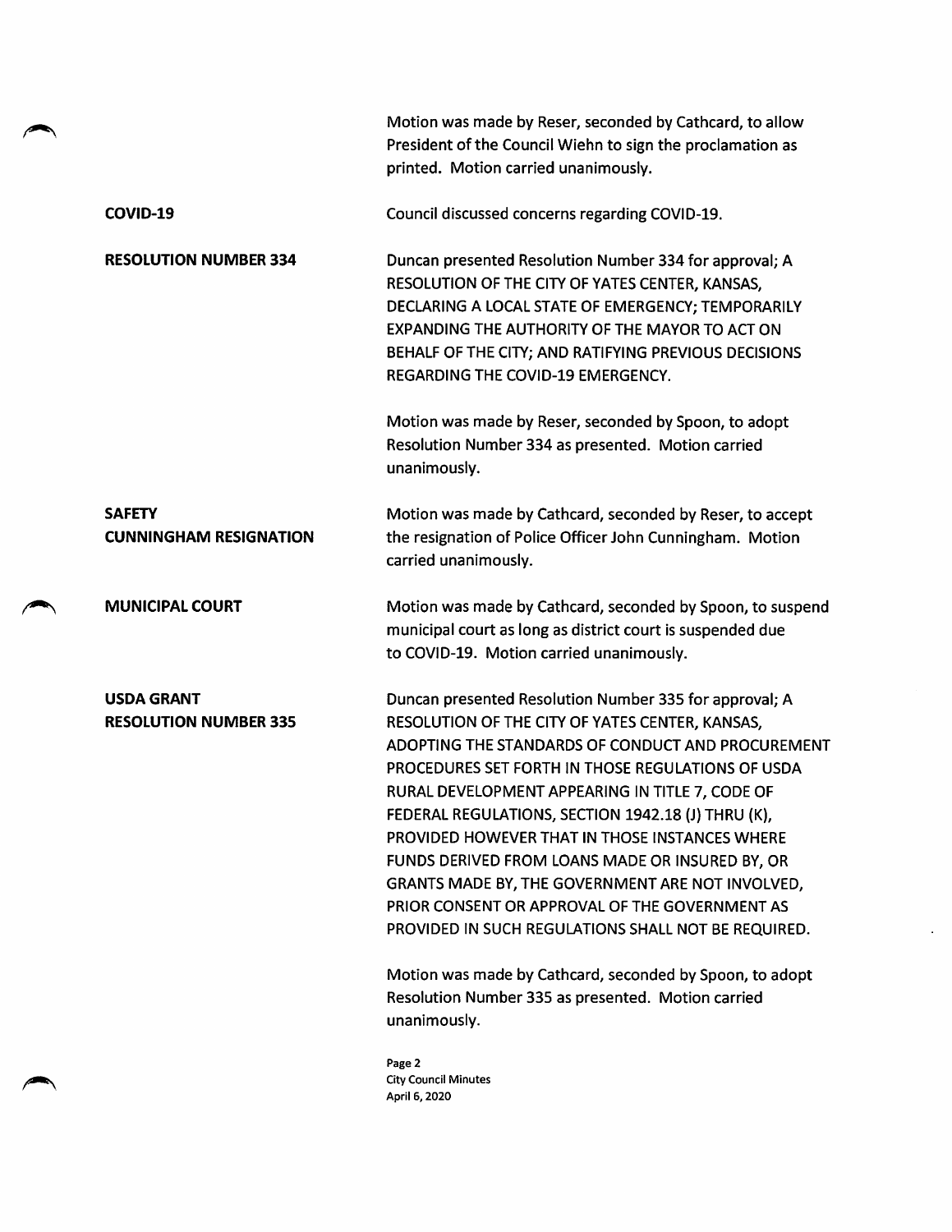Motion was made by Reser, seconded by Cathcard, to allow President of the Council Wiehn to sign the proclamation as printed. Motion carried unanimously.

**COVID-19**

Council discussed concerns regarding COVID-19.

**RESOLUTION NUMBER 334**

Duncan presented Resolution Number 334 for approval; A RESOLUTION OF THE CITY OF YATES CENTER, KANSAS, DECLARING A LOCAL STATE OF EMERGENCY; TEMPORARILY EXPANDING THE AUTHORITY OF THE MAYOR TO ACT ON BEHALF OF THE CITY; AND RATIFYING PREVIOUS DECISIONS REGARDING THE COVID-19 EMERGENCY.

Motion was made by Reser, seconded by Spoon, to adopt Resolution Number 334 as presented. Motion carried unanimously.

**SAFETY**
**CUNNINGHAM RESIGNATION**

Motion was made by Cathcard, seconded by Reser, to accept the resignation of Police Officer John Cunningham. Motion carried unanimously.

**MUNICIPAL COURT**

Motion was made by Cathcard, seconded by Spoon, to suspend municipal court as long as district court is suspended due to COVID-19. Motion carried unanimously.

**USDA GRANT**
**RESOLUTION NUMBER 335**

Duncan presented Resolution Number 335 for approval; A RESOLUTION OF THE CITY OF YATES CENTER, KANSAS, ADOPTING THE STANDARDS OF CONDUCT AND PROCUREMENT PROCEDURES SET FORTH IN THOSE REGULATIONS OF USDA RURAL DEVELOPMENT APPEARING IN TITLE 7, CODE OF FEDERAL REGULATIONS, SECTION 1942.18 (J) THRU (K), PROVIDED HOWEVER THAT IN THOSE INSTANCES WHERE FUNDS DERIVED FROM LOANS MADE OR INSURED BY, OR GRANTS MADE BY, THE GOVERNMENT ARE NOT INVOLVED, PRIOR CONSENT OR APPROVAL OF THE GOVERNMENT AS PROVIDED IN SUCH REGULATIONS SHALL NOT BE REQUIRED.

Motion was made by Cathcard, seconded by Spoon, to adopt Resolution Number 335 as presented. Motion carried unanimously.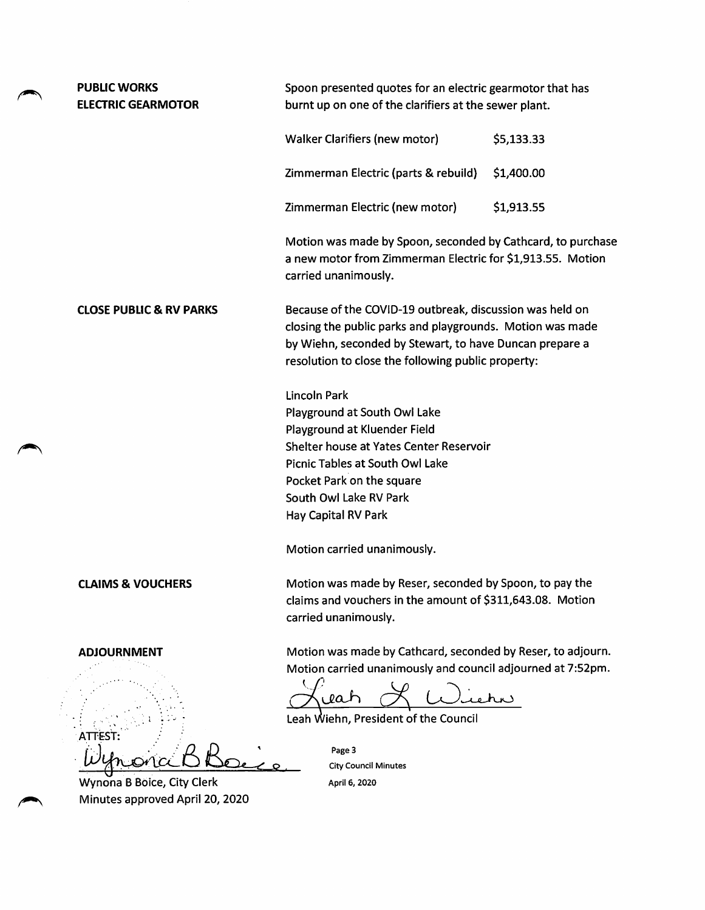**PUBLIC WORKS**
**ELECTRIC GEARMOTOR**

Spoon presented quotes for an electric gearmotor that has burnt up on one of the clarifiers at the sewer plant.

| | |
|---|---|
| Walker Clarifiers (new motor) | $5,133.33 |
| Zimmerman Electric (parts & rebuild) | $1,400.00 |
| Zimmerman Electric (new motor) | $1,913.55 |

Motion was made by Spoon, seconded by Cathcard, to purchase a new motor from Zimmerman Electric for $1,913.55. Motion carried unanimously.

**CLOSE PUBLIC & RV PARKS**

Because of the COVID-19 outbreak, discussion was held on closing the public parks and playgrounds. Motion was made by Wiehn, seconded by Stewart, to have Duncan prepare a resolution to close the following public property:

Lincoln Park
Playground at South Owl Lake
Playground at Kluender Field
Shelter house at Yates Center Reservoir
Picnic Tables at South Owl Lake
Pocket Park on the square
South Owl Lake RV Park
Hay Capital RV Park

Motion carried unanimously.

**CLAIMS & VOUCHERS**

Motion was made by Reser, seconded by Spoon, to pay the claims and vouchers in the amount of $311,643.08. Motion carried unanimously.

**ADJOURNMENT**

Motion was made by Cathcard, seconded by Reser, to adjourn. Motion carried unanimously and council adjourned at 7:52pm.

Leah L Wiehn

Leah Wiehn, President of the Council

ATTEST:

Wynona B Boice

Wynona B Boice, City Clerk
Minutes approved April 20, 2020

City Council Minutes
April 6, 2020